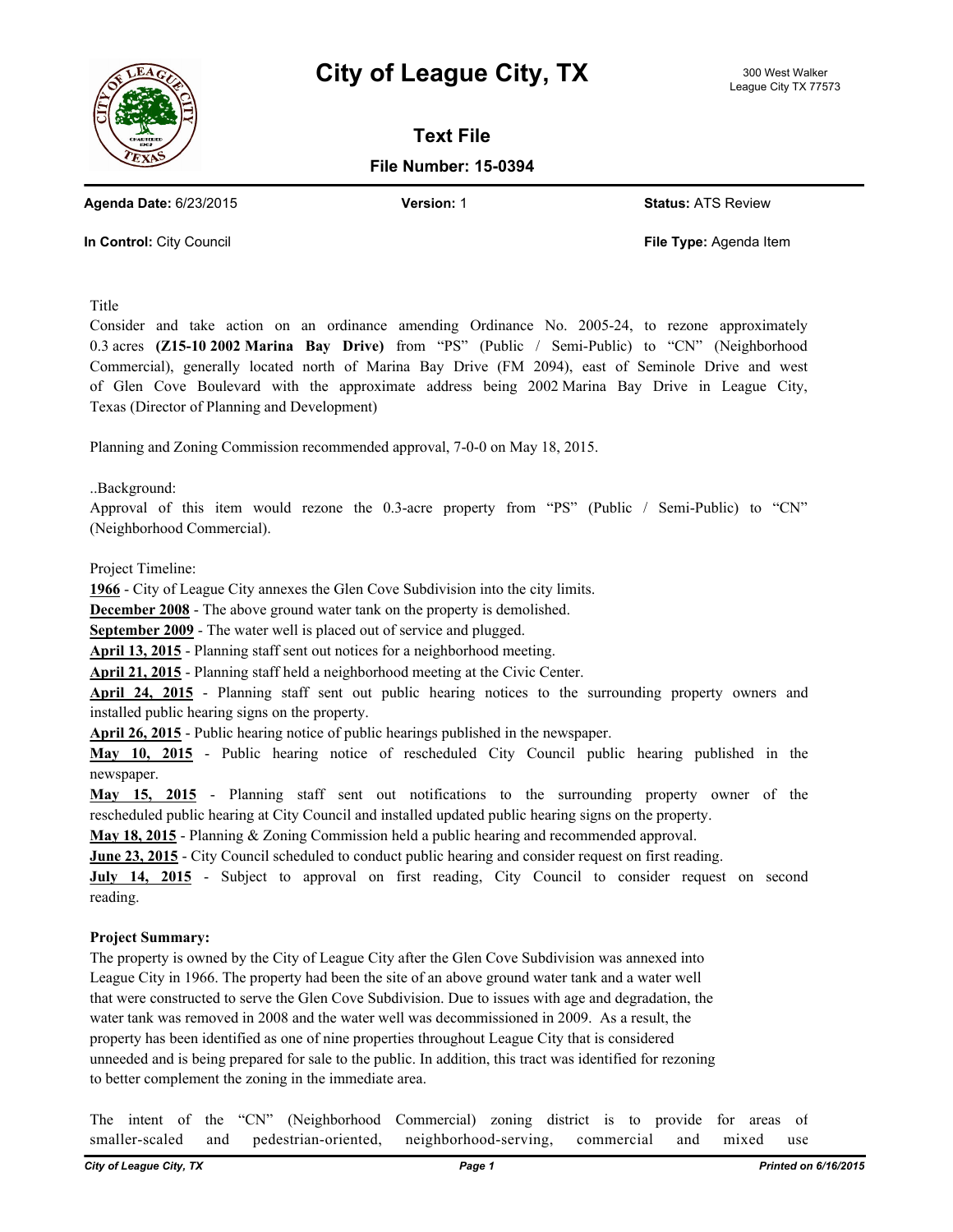# City of League City, TX

300 West Walker
League City TX 77573

## Text File

**File Number: 15-0394**

**Agenda Date:** 6/23/2015 **Version:** 1 **Status:** ATS Review

**In Control:** City Council **File Type:** Agenda Item

Title

Consider and take action on an ordinance amending Ordinance No. 2005-24, to rezone approximately 0.3 acres **(Z15-10 2002 Marina Bay Drive)** from "PS" (Public / Semi-Public) to "CN" (Neighborhood Commercial), generally located north of Marina Bay Drive (FM 2094), east of Seminole Drive and west of Glen Cove Boulevard with the approximate address being 2002 Marina Bay Drive in League City, Texas (Director of Planning and Development)

Planning and Zoning Commission recommended approval, 7-0-0 on May 18, 2015.

..Background:

Approval of this item would rezone the 0.3-acre property from "PS" (Public / Semi-Public) to "CN" (Neighborhood Commercial).

Project Timeline:

**1966** - City of League City annexes the Glen Cove Subdivision into the city limits.

**December 2008** - The above ground water tank on the property is demolished.

**September 2009** - The water well is placed out of service and plugged.

**April 13, 2015** - Planning staff sent out notices for a neighborhood meeting.

**April 21, 2015** - Planning staff held a neighborhood meeting at the Civic Center.

**April 24, 2015** - Planning staff sent out public hearing notices to the surrounding property owners and installed public hearing signs on the property.

**April 26, 2015** - Public hearing notice of public hearings published in the newspaper.

**May 10, 2015** - Public hearing notice of rescheduled City Council public hearing published in the newspaper.

**May 15, 2015** - Planning staff sent out notifications to the surrounding property owner of the rescheduled public hearing at City Council and installed updated public hearing signs on the property.

**May 18, 2015** - Planning & Zoning Commission held a public hearing and recommended approval.

**June 23, 2015** - City Council scheduled to conduct public hearing and consider request on first reading.

**July 14, 2015** - Subject to approval on first reading, City Council to consider request on second reading.

**Project Summary:**

The property is owned by the City of League City after the Glen Cove Subdivision was annexed into League City in 1966. The property had been the site of an above ground water tank and a water well that were constructed to serve the Glen Cove Subdivision. Due to issues with age and degradation, the water tank was removed in 2008 and the water well was decommissioned in 2009. As a result, the property has been identified as one of nine properties throughout League City that is considered unneeded and is being prepared for sale to the public. In addition, this tract was identified for rezoning to better complement the zoning in the immediate area.

The intent of the "CN" (Neighborhood Commercial) zoning district is to provide for areas of smaller-scaled and pedestrian-oriented, neighborhood-serving, commercial and mixed use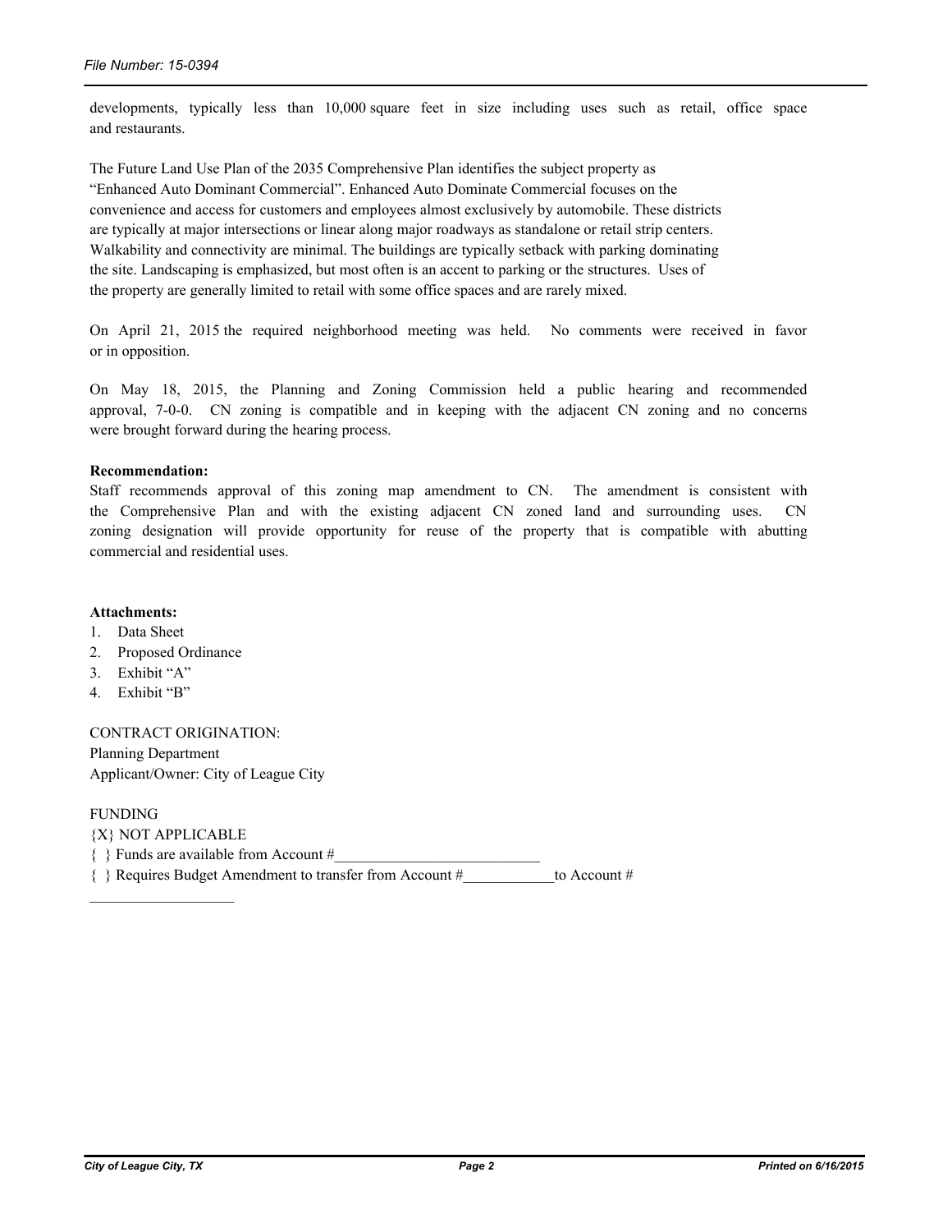developments, typically less than 10,000 square feet in size including uses such as retail, office space and restaurants.

The Future Land Use Plan of the 2035 Comprehensive Plan identifies the subject property as "Enhanced Auto Dominant Commercial". Enhanced Auto Dominate Commercial focuses on the convenience and access for customers and employees almost exclusively by automobile. These districts are typically at major intersections or linear along major roadways as standalone or retail strip centers. Walkability and connectivity are minimal. The buildings are typically setback with parking dominating the site. Landscaping is emphasized, but most often is an accent to parking or the structures. Uses of the property are generally limited to retail with some office spaces and are rarely mixed.

On April 21, 2015 the required neighborhood meeting was held. No comments were received in favor or in opposition.

On May 18, 2015, the Planning and Zoning Commission held a public hearing and recommended approval, 7-0-0. CN zoning is compatible and in keeping with the adjacent CN zoning and no concerns were brought forward during the hearing process.

**Recommendation:**
Staff recommends approval of this zoning map amendment to CN. The amendment is consistent with the Comprehensive Plan and with the existing adjacent CN zoned land and surrounding uses. CN zoning designation will provide opportunity for reuse of the property that is compatible with abutting commercial and residential uses.

**Attachments:**
1. Data Sheet
2. Proposed Ordinance
3. Exhibit "A"
4. Exhibit "B"

CONTRACT ORIGINATION:
Planning Department
Applicant/Owner: City of League City

FUNDING
{X} NOT APPLICABLE
{ } Funds are available from Account #___________________________
{ } Requires Budget Amendment to transfer from Account #____________to Account #
___________________